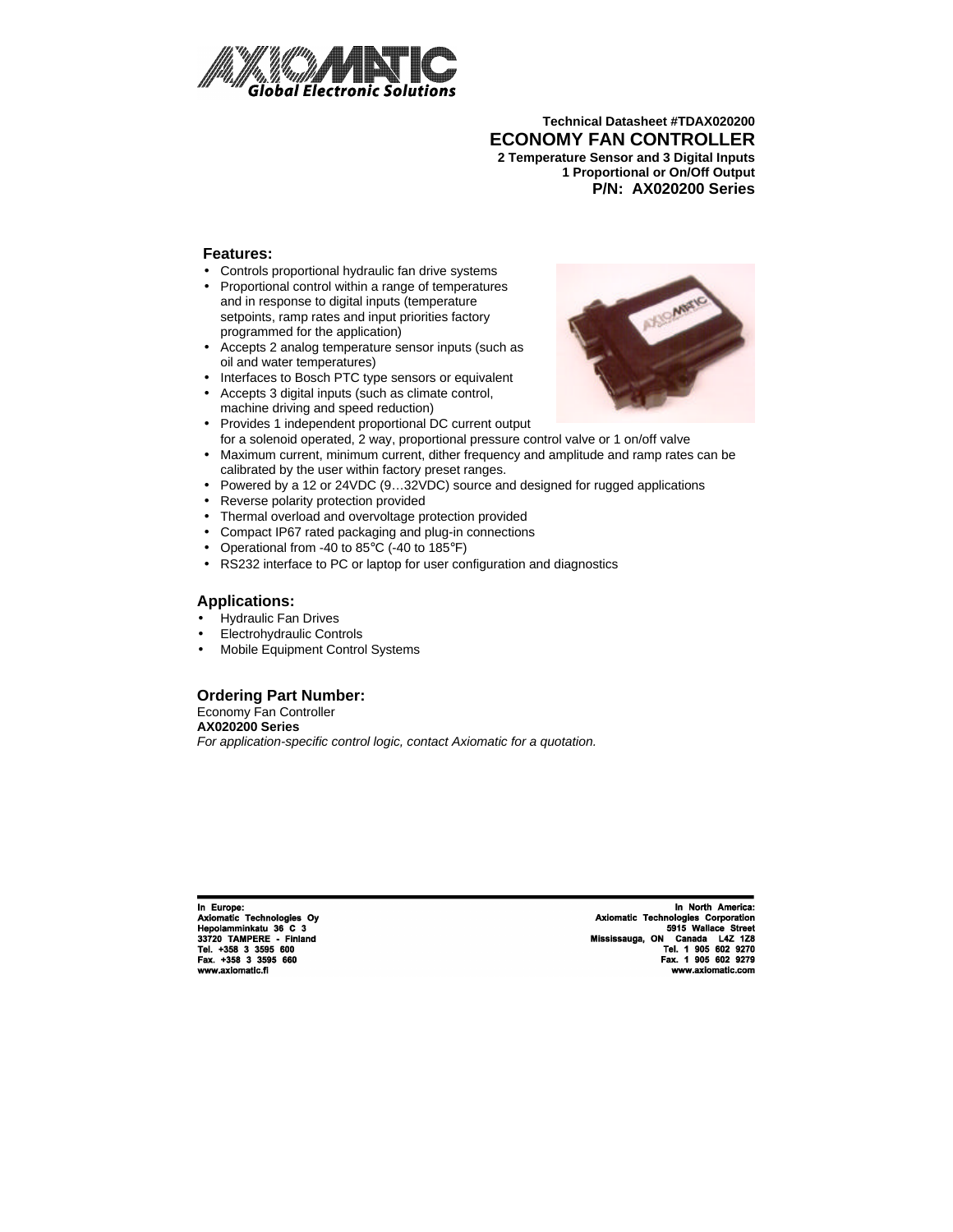Technical Datasheet #TDAX020200

# ECONOMY FAN CONTROLLER

**2 Temperature Sensor and 3 Digital Inputs**
**1 Proportional or On/Off Output**
**P/N: AX020200 Series**

## Features:

- Controls proportional hydraulic fan drive systems
- Proportional control within a range of temperatures and in response to digital inputs (temperature setpoints, ramp rates and input priorities factory programmed for the application)
- Accepts 2 analog temperature sensor inputs (such as oil and water temperatures)
- Interfaces to Bosch PTC type sensors or equivalent
- Accepts 3 digital inputs (such as climate control, machine driving and speed reduction)
- Provides 1 independent proportional DC current output for a solenoid operated, 2 way, proportional pressure control valve or 1 on/off valve
- Maximum current, minimum current, dither frequency and amplitude and ramp rates can be calibrated by the user within factory preset ranges.
- Powered by a 12 or 24VDC (9…32VDC) source and designed for rugged applications
- Reverse polarity protection provided
- Thermal overload and overvoltage protection provided
- Compact IP67 rated packaging and plug-in connections
- Operational from -40 to 85°C (-40 to 185°F)
- RS232 interface to PC or laptop for user configuration and diagnostics

## Applications:

- Hydraulic Fan Drives
- Electrohydraulic Controls
- Mobile Equipment Control Systems

## Ordering Part Number:

Economy Fan Controller
**AX020200 Series**
*For application-specific control logic, contact Axiomatic for a quotation.*

In Europe:
Axiomatic Technologies Oy
Hepolamminkatu 36 C 3
33720 TAMPERE - Finland
Tel. +358 3 3595 600
Fax. +358 3 3595 660
www.axiomatic.fi

In North America:
Axiomatic Technologies Corporation
5915 Wallace Street
Mississauga, ON Canada L4Z 1Z8
Tel. 1 905 602 9270
Fax. 1 905 602 9279
www.axiomatic.com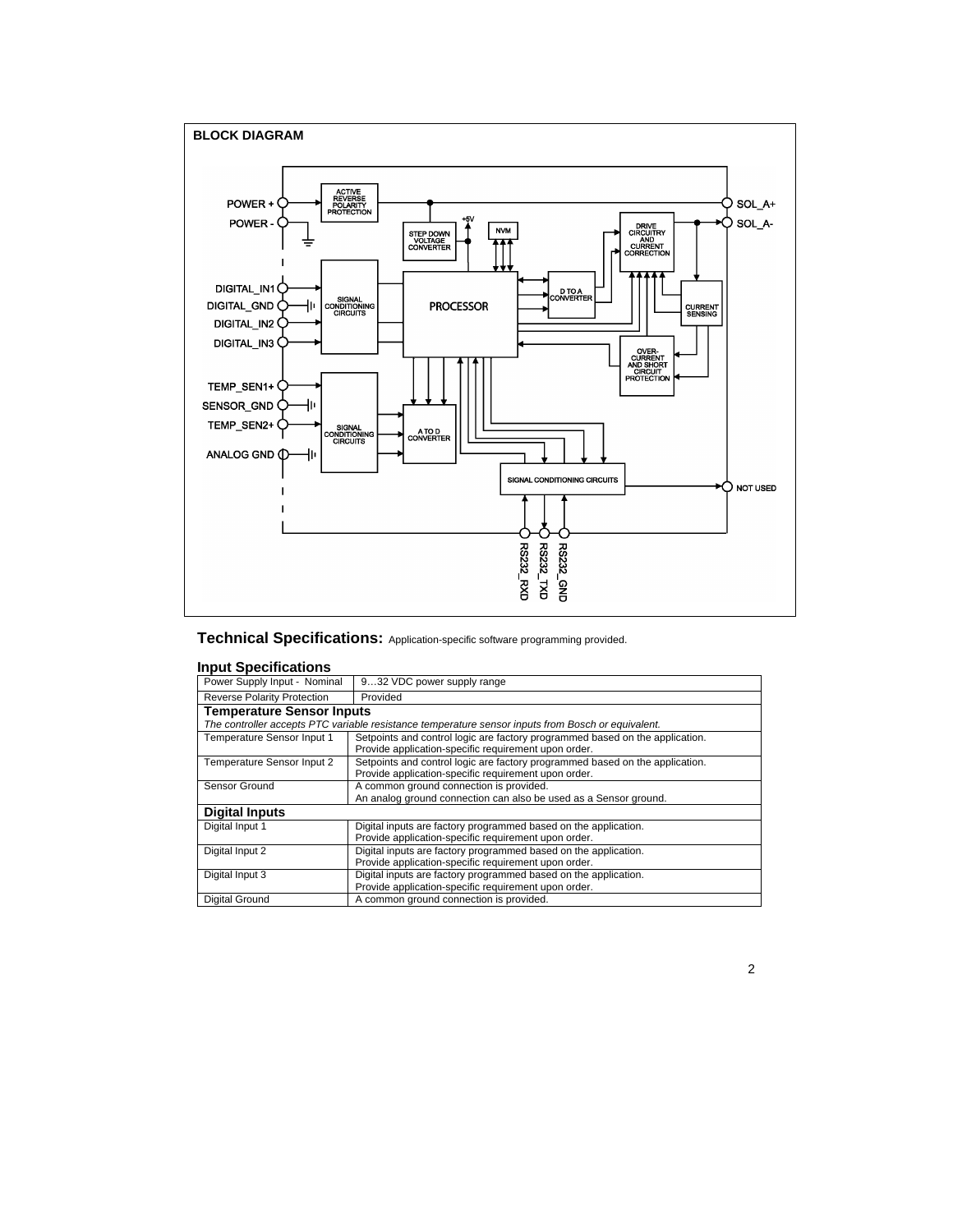## BLOCK DIAGRAM

## Technical Specifications: Application-specific software programming provided.

### Input Specifications

| Power Supply Input - Nominal | 9…32 VDC power supply range |
|---|---|
| Reverse Polarity Protection | Provided |
| **Temperature Sensor Inputs** | |
| *The controller accepts PTC variable resistance temperature sensor inputs from Bosch or equivalent.* | |
| Temperature Sensor Input 1 | Setpoints and control logic are factory programmed based on the application. Provide application-specific requirement upon order. |
| Temperature Sensor Input 2 | Setpoints and control logic are factory programmed based on the application. Provide application-specific requirement upon order. |
| Sensor Ground | A common ground connection is provided. An analog ground connection can also be used as a Sensor ground. |
| **Digital Inputs** | |
| Digital Input 1 | Digital inputs are factory programmed based on the application. Provide application-specific requirement upon order. |
| Digital Input 2 | Digital inputs are factory programmed based on the application. Provide application-specific requirement upon order. |
| Digital Input 3 | Digital inputs are factory programmed based on the application. Provide application-specific requirement upon order. |
| Digital Ground | A common ground connection is provided. |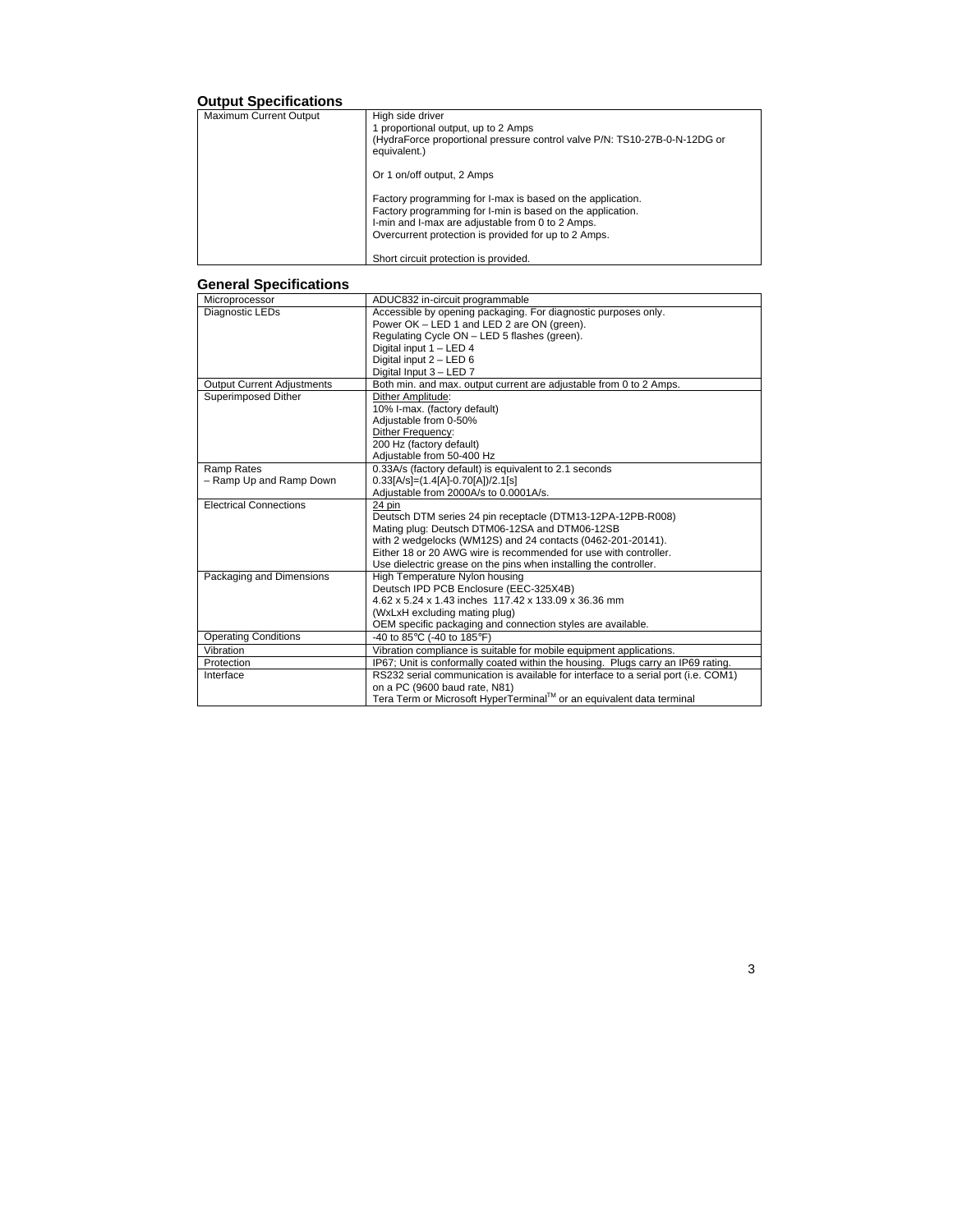## Output Specifications

| | |
|---|---|
| Maximum Current Output | High side driver<br>1 proportional output, up to 2 Amps<br>(HydraForce proportional pressure control valve P/N: TS10-27B-0-N-12DG or equivalent.)<br><br>Or 1 on/off output, 2 Amps<br><br>Factory programming for I-max is based on the application.<br>Factory programming for I-min is based on the application.<br>I-min and I-max are adjustable from 0 to 2 Amps.<br>Overcurrent protection is provided for up to 2 Amps.<br><br>Short circuit protection is provided. |

## General Specifications

| | |
|---|---|
| Microprocessor | ADUC832 in-circuit programmable |
| Diagnostic LEDs | Accessible by opening packaging. For diagnostic purposes only.<br>Power OK – LED 1 and LED 2 are ON (green).<br>Regulating Cycle ON – LED 5 flashes (green).<br>Digital input 1 – LED 4<br>Digital input 2 – LED 6<br>Digital Input 3 – LED 7 |
| Output Current Adjustments | Both min. and max. output current are adjustable from 0 to 2 Amps. |
| Superimposed Dither | Dither Amplitude:<br>10% I-max. (factory default)<br>Adjustable from 0-50%<br>Dither Frequency:<br>200 Hz (factory default)<br>Adjustable from 50-400 Hz |
| Ramp Rates<br>– Ramp Up and Ramp Down | 0.33A/s (factory default) is equivalent to 2.1 seconds<br>0.33[A/s]=(1.4[A]-0.70[A])/2.1[s]<br>Adjustable from 2000A/s to 0.0001A/s. |
| Electrical Connections | 24 pin<br>Deutsch DTM series 24 pin receptacle (DTM13-12PA-12PB-R008)<br>Mating plug: Deutsch DTM06-12SA and DTM06-12SB<br>with 2 wedgelocks (WM12S) and 24 contacts (0462-201-20141).<br>Either 18 or 20 AWG wire is recommended for use with controller.<br>Use dielectric grease on the pins when installing the controller. |
| Packaging and Dimensions | High Temperature Nylon housing<br>Deutsch IPD PCB Enclosure (EEC-325X4B)<br>4.62 x 5.24 x 1.43 inches 117.42 x 133.09 x 36.36 mm<br>(WxLxH excluding mating plug)<br>OEM specific packaging and connection styles are available. |
| Operating Conditions | -40 to 85°C (-40 to 185°F) |
| Vibration | Vibration compliance is suitable for mobile equipment applications. |
| Protection | IP67; Unit is conformally coated within the housing. Plugs carry an IP69 rating. |
| Interface | RS232 serial communication is available for interface to a serial port (i.e. COM1) on a PC (9600 baud rate, N81)<br>Tera Term or Microsoft HyperTerminal™ or an equivalent data terminal |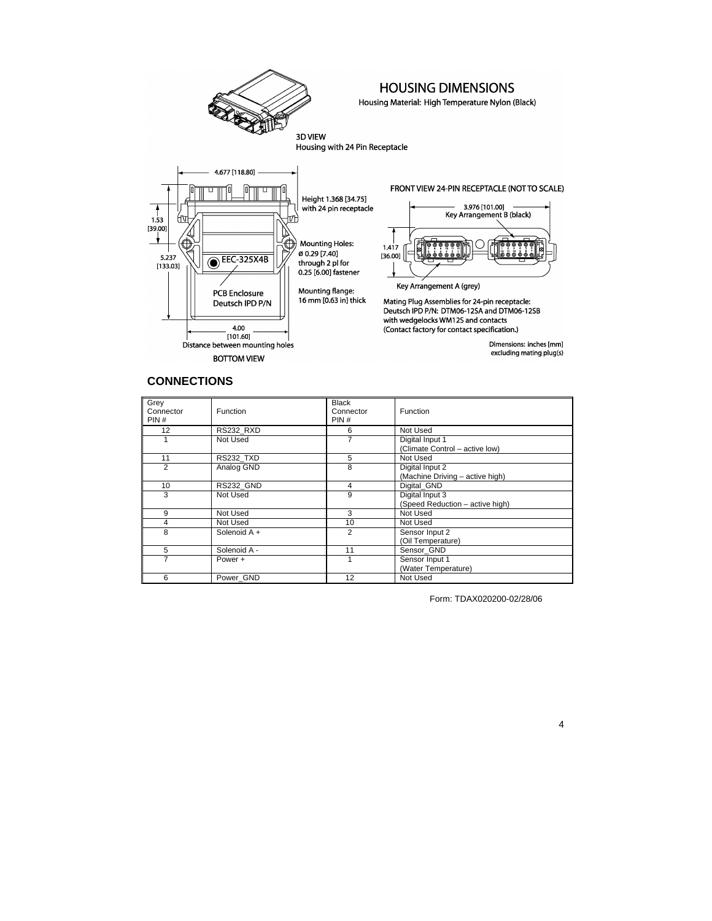## HOUSING DIMENSIONS

Housing Material: High Temperature Nylon (Black)

3D VIEW
Housing with 24 Pin Receptacle

4.677 [118.80]

Height 1.368 [34.75]
with 24 pin receptacle

1.53
[39.00]

5.237
[133.03]

EEC-325X4B

Mounting Holes:
Ø 0.29 [7.40]
through 2 pl for
0.25 [6.00] fastener

Mounting flange:
16 mm [0.63 in] thick

PCB Enclosure
Deutsch IPD P/N

4.00
[101.60]
Distance between mounting holes

BOTTOM VIEW

FRONT VIEW 24-PIN RECEPTACLE (NOT TO SCALE)

3.976 [101.00]
Key Arrangement B (black)

1.417
[36.00]

Key Arrangement A (grey)

Mating Plug Assemblies for 24-pin receptacle:
Deutsch IPD P/N: DTM06-12SA and DTM06-12SB
with wedgelocks WM12S and contacts
(Contact factory for contact specification.)

Dimensions: inches [mm]
excluding mating plug(s)

## CONNECTIONS

| Grey Connector PIN # | Function | Black Connector PIN # | Function |
|---|---|---|---|
| 12 | RS232_RXD | 6 | Not Used |
| 1 | Not Used | 7 | Digital Input 1 (Climate Control – active low) |
| 11 | RS232_TXD | 5 | Not Used |
| 2 | Analog GND | 8 | Digital Input 2 (Machine Driving – active high) |
| 10 | RS232_GND | 4 | Digital_GND |
| 3 | Not Used | 9 | Digital Input 3 (Speed Reduction – active high) |
| 9 | Not Used | 3 | Not Used |
| 4 | Not Used | 10 | Not Used |
| 8 | Solenoid A + | 2 | Sensor Input 2 (Oil Temperature) |
| 5 | Solenoid A - | 11 | Sensor_GND |
| 7 | Power + | 1 | Sensor Input 1 (Water Temperature) |
| 6 | Power_GND | 12 | Not Used |

Form: TDAX020200-02/28/06